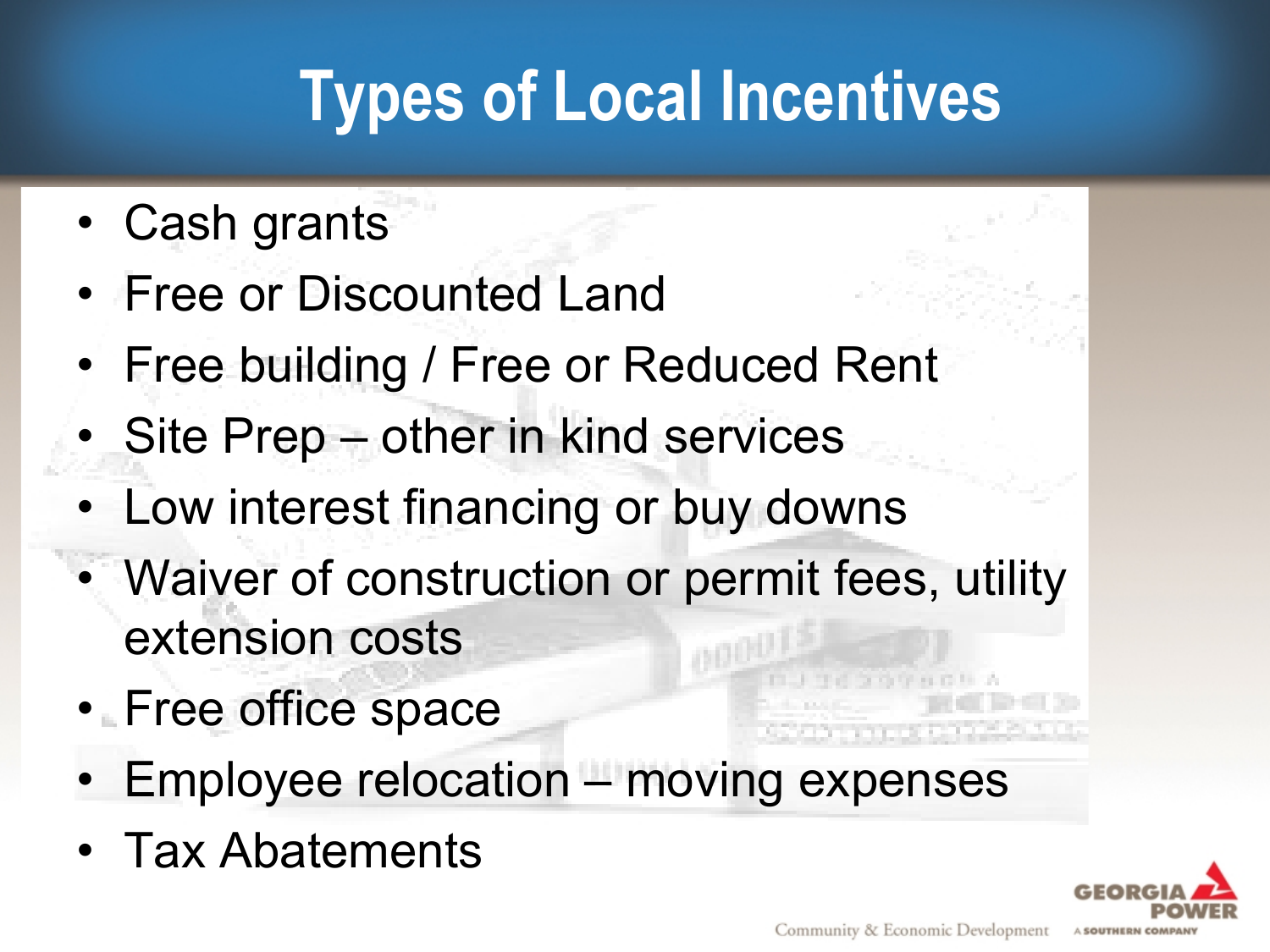# Types of Local Incentives

- Cash grants
- Free or Discounted Land
- Free building / Free or Reduced Rent
- Site Prep – other in kind services
- Low interest financing or buy downs
- Waiver of construction or permit fees, utility extension costs
- Free office space
- Employee relocation – moving expenses
- Tax Abatements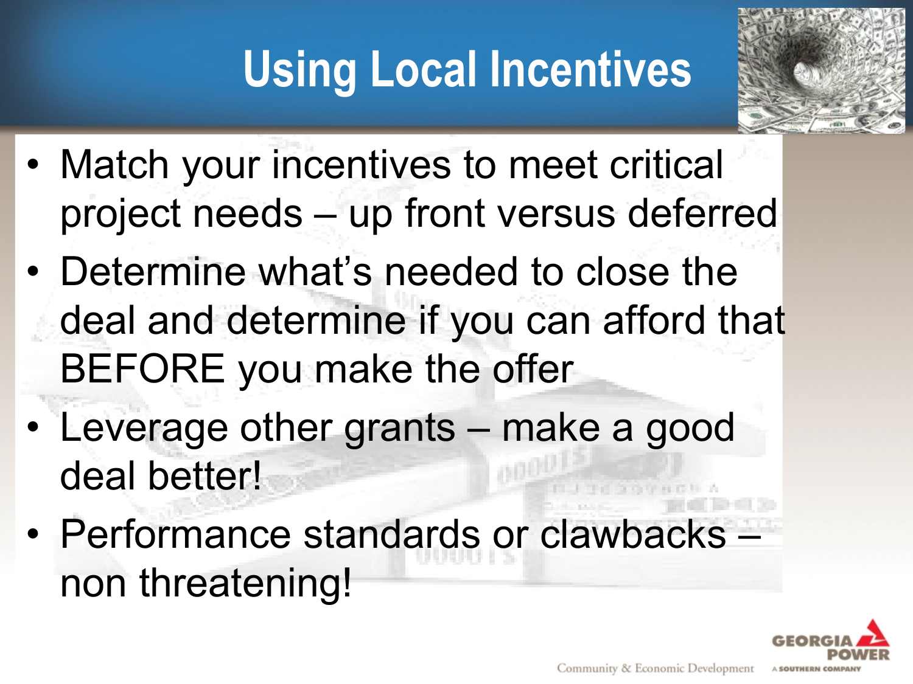# Using Local Incentives

- Match your incentives to meet critical project needs – up front versus deferred
- Determine what's needed to close the deal and determine if you can afford that BEFORE you make the offer
- Leverage other grants – make a good deal better!
- Performance standards or clawbacks – non threatening!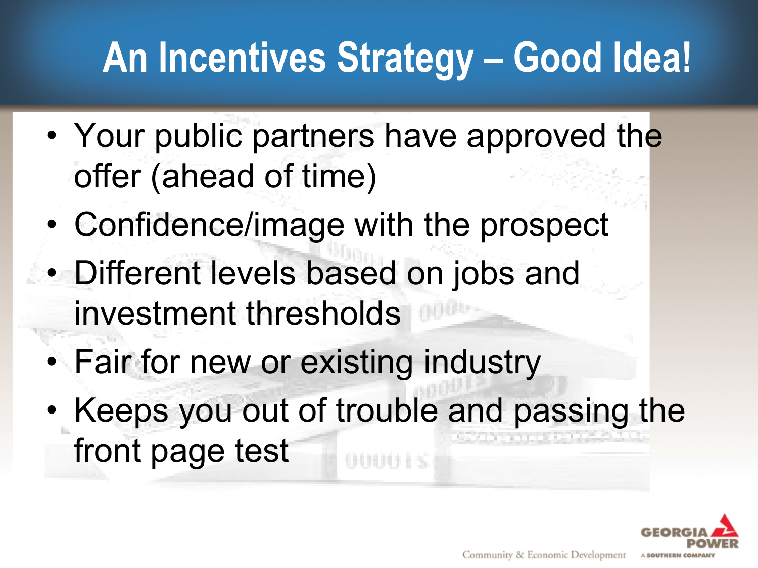# An Incentives Strategy – Good Idea!

- Your public partners have approved the offer (ahead of time)
- Confidence/image with the prospect
- Different levels based on jobs and investment thresholds
- Fair for new or existing industry
- Keeps you out of trouble and passing the front page test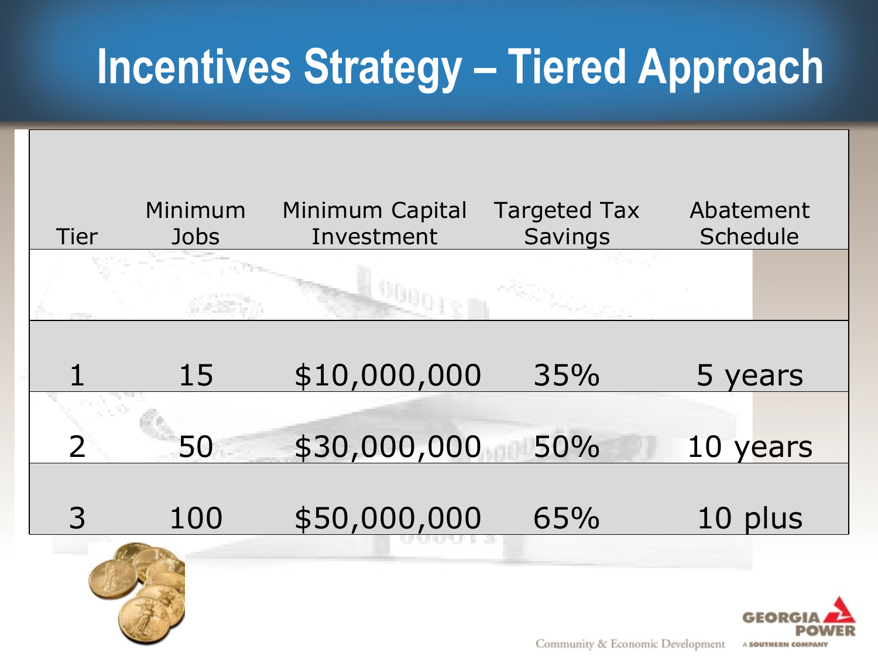# Incentives Strategy – Tiered Approach

| Tier | Minimum Jobs | Minimum Capital Investment | Targeted Tax Savings | Abatement Schedule |
|---|---|---|---|---|
| 1 | 15 | $10,000,000 | 35% | 5 years |
| 2 | 50 | $30,000,000 | 50% | 10 years |
| 3 | 100 | $50,000,000 | 65% | 10 plus |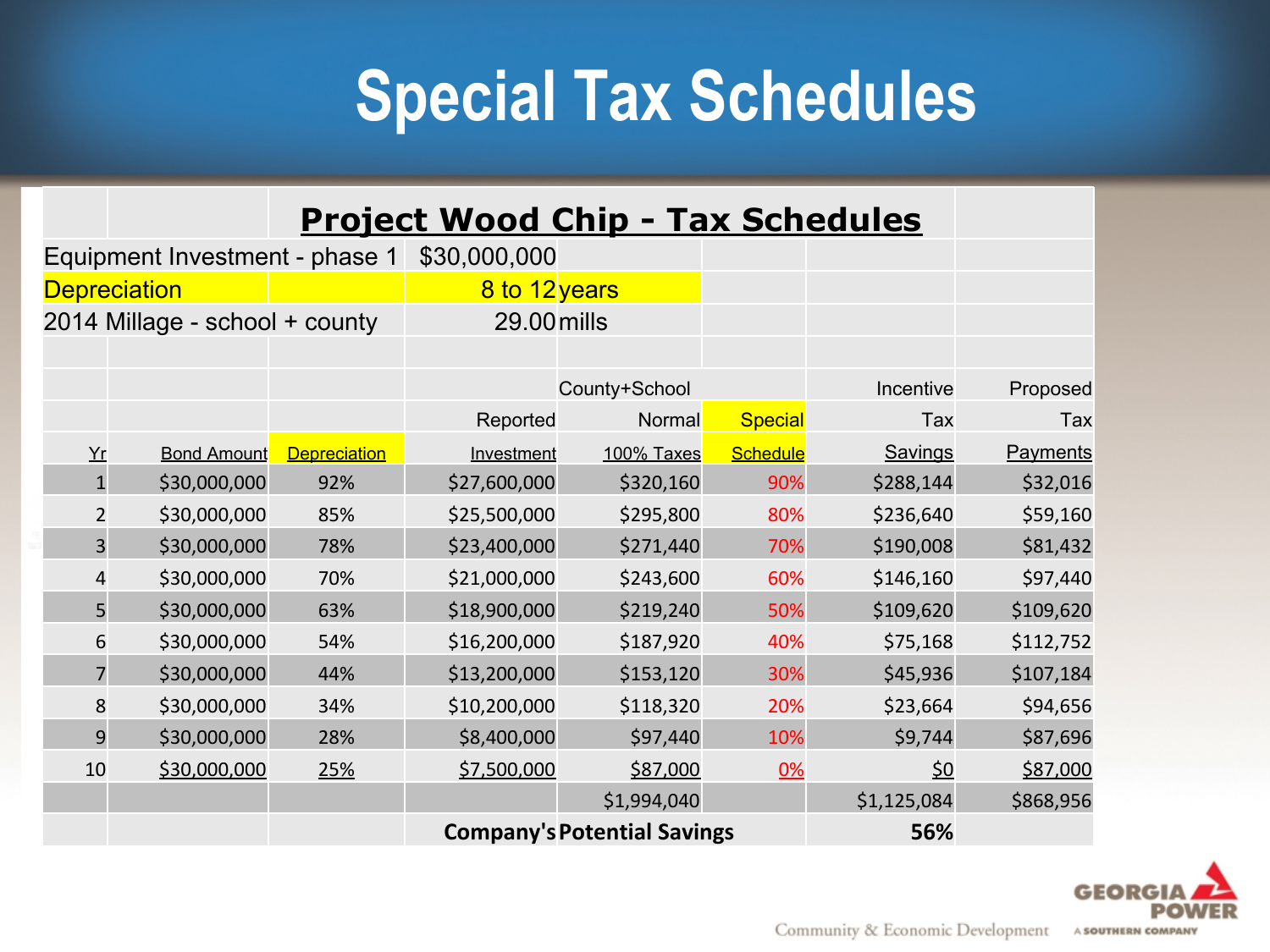# Special Tax Schedules

## Project Wood Chip - Tax Schedules

| | |
|---|---|
| Equipment Investment - phase 1 | $30,000,000 |
| Depreciation | 8 to 12 years |
| 2014 Millage - school + county | 29.00 mills |

| Yr | Bond Amount | Depreciation | Reported Investment | County+School Normal 100% Taxes | Special Schedule | Incentive Tax Savings | Proposed Tax Payments |
|---|---|---|---|---|---|---|---|
| 1 | $30,000,000 | 92% | $27,600,000 | $320,160 | 90% | $288,144 | $32,016 |
| 2 | $30,000,000 | 85% | $25,500,000 | $295,800 | 80% | $236,640 | $59,160 |
| 3 | $30,000,000 | 78% | $23,400,000 | $271,440 | 70% | $190,008 | $81,432 |
| 4 | $30,000,000 | 70% | $21,000,000 | $243,600 | 60% | $146,160 | $97,440 |
| 5 | $30,000,000 | 63% | $18,900,000 | $219,240 | 50% | $109,620 | $109,620 |
| 6 | $30,000,000 | 54% | $16,200,000 | $187,920 | 40% | $75,168 | $112,752 |
| 7 | $30,000,000 | 44% | $13,200,000 | $153,120 | 30% | $45,936 | $107,184 |
| 8 | $30,000,000 | 34% | $10,200,000 | $118,320 | 20% | $23,664 | $94,656 |
| 9 | $30,000,000 | 28% | $8,400,000 | $97,440 | 10% | $9,744 | $87,696 |
| 10 | $30,000,000 | 25% | $7,500,000 | $87,000 | 0% | $0 | $87,000 |
| | | | | $1,994,040 | | $1,125,084 | $868,956 |
| | | | **Company's** | **Potential Savings** | | **56%** | |

Community & Economic Development

GEORGIA POWER
A SOUTHERN COMPANY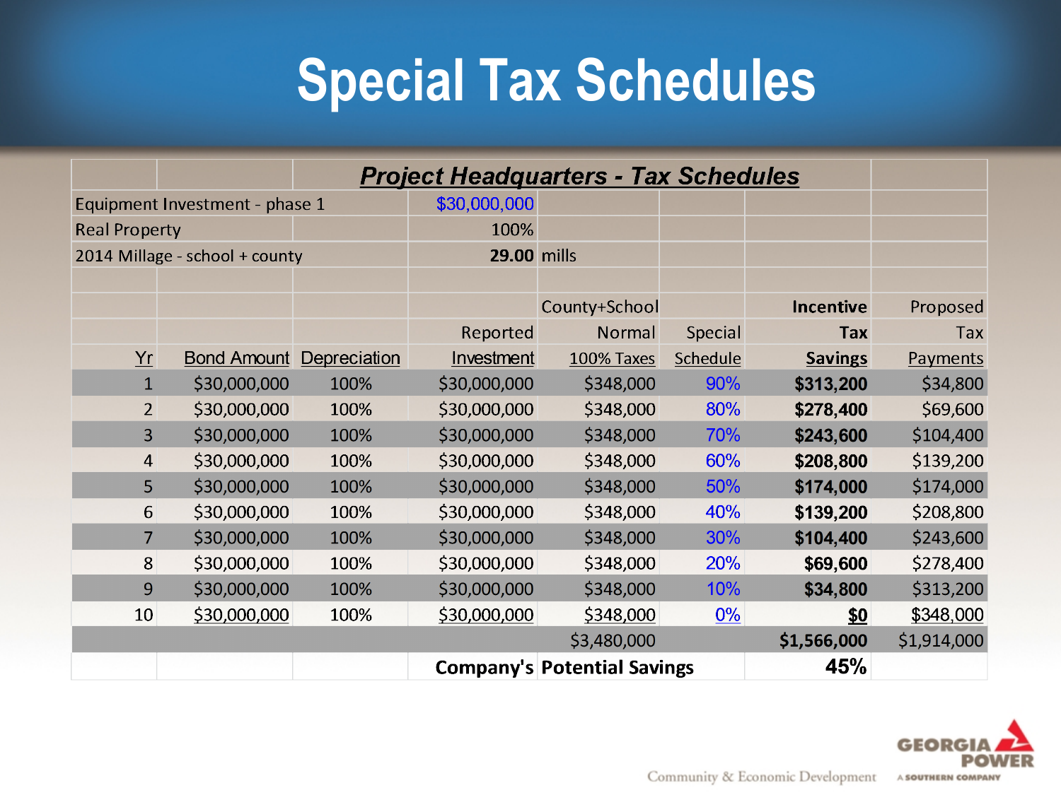# Special Tax Schedules

| | | | | | | | |
|---|---|---|---|---|---|---|---|
| | | ***Project Headquarters - Tax Schedules*** | | | | | |
| Equipment Investment - phase 1 | | | $30,000,000 | | | | |
| Real Property | | | 100% | | | | |
| 2014 Millage - school + county | | | **29.00** | mills | | | |
| | | | | | | | |
| | | | | County+School | | **Incentive** | Proposed |
| | | | Reported | Normal | Special | **Tax** | Tax |
| Yr | Bond Amount | Depreciation | Investment | 100% Taxes | Schedule | **Savings** | Payments |
| 1 | $30,000,000 | 100% | $30,000,000 | $348,000 | 90% | **$313,200** | $34,800 |
| 2 | $30,000,000 | 100% | $30,000,000 | $348,000 | 80% | **$278,400** | $69,600 |
| 3 | $30,000,000 | 100% | $30,000,000 | $348,000 | 70% | **$243,600** | $104,400 |
| 4 | $30,000,000 | 100% | $30,000,000 | $348,000 | 60% | **$208,800** | $139,200 |
| 5 | $30,000,000 | 100% | $30,000,000 | $348,000 | 50% | **$174,000** | $174,000 |
| 6 | $30,000,000 | 100% | $30,000,000 | $348,000 | 40% | **$139,200** | $208,800 |
| 7 | $30,000,000 | 100% | $30,000,000 | $348,000 | 30% | **$104,400** | $243,600 |
| 8 | $30,000,000 | 100% | $30,000,000 | $348,000 | 20% | **$69,600** | $278,400 |
| 9 | $30,000,000 | 100% | $30,000,000 | $348,000 | 10% | **$34,800** | $313,200 |
| 10 | $30,000,000 | 100% | $30,000,000 | $348,000 | 0% | **$0** | $348,000 |
| | | | | $3,480,000 | | **$1,566,000** | $1,914,000 |
| | | | **Company's** | **Potential Savings** | | **45%** | |

Community & Economic Development

GEORGIA POWER
A SOUTHERN COMPANY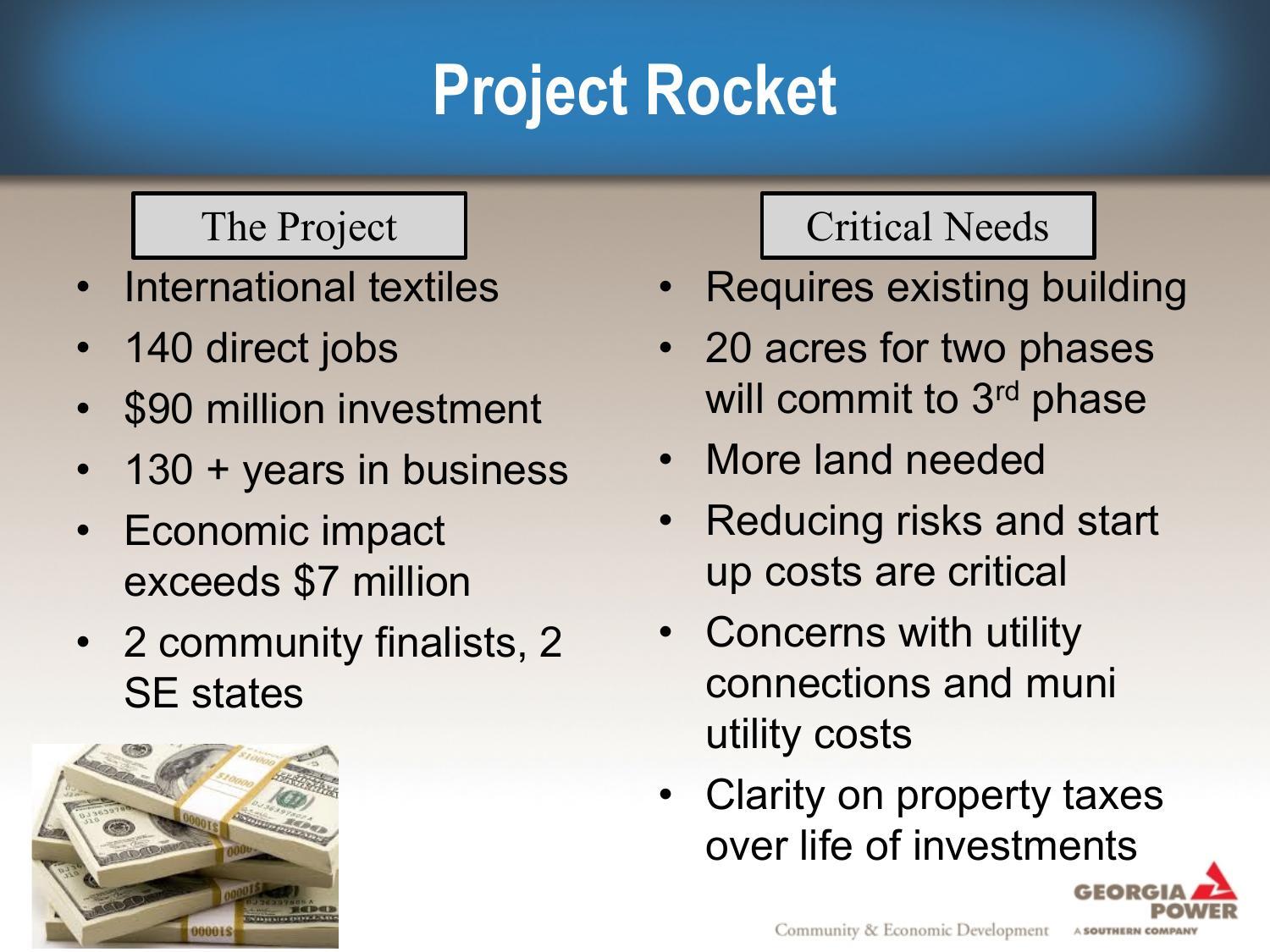# Project Rocket

## The Project

- International textiles
- 140 direct jobs
- $90 million investment
- 130 + years in business
- Economic impact exceeds $7 million
- 2 community finalists, 2 SE states

## Critical Needs

- Requires existing building
- 20 acres for two phases will commit to 3rd phase
- More land needed
- Reducing risks and start up costs are critical
- Concerns with utility connections and muni utility costs
- Clarity on property taxes over life of investments

Community & Economic Development

GEORGIA POWER
A SOUTHERN COMPANY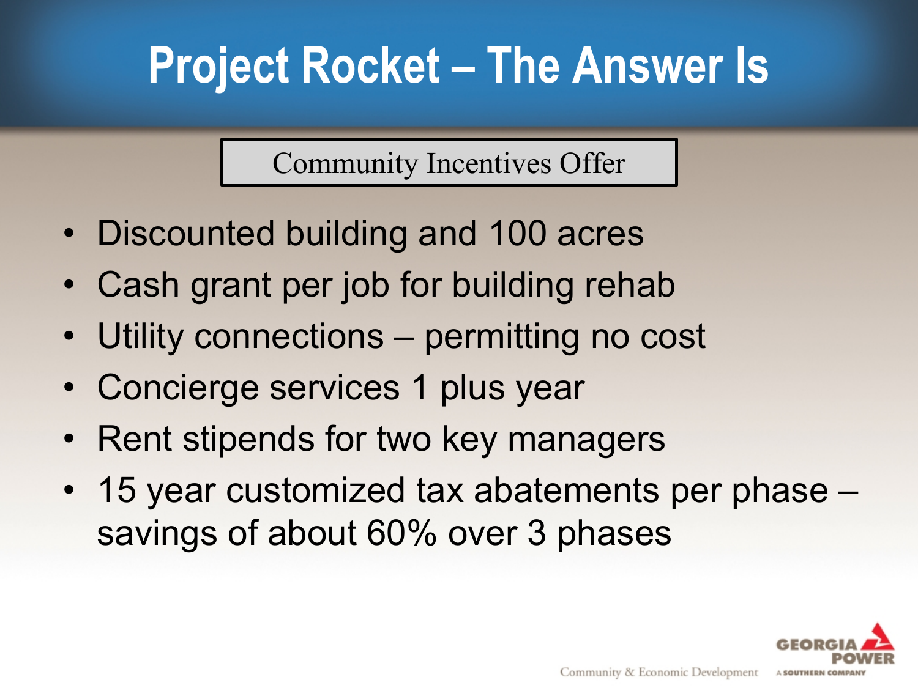# Project Rocket – The Answer Is

Community Incentives Offer

- Discounted building and 100 acres
- Cash grant per job for building rehab
- Utility connections – permitting no cost
- Concierge services 1 plus year
- Rent stipends for two key managers
- 15 year customized tax abatements per phase – savings of about 60% over 3 phases